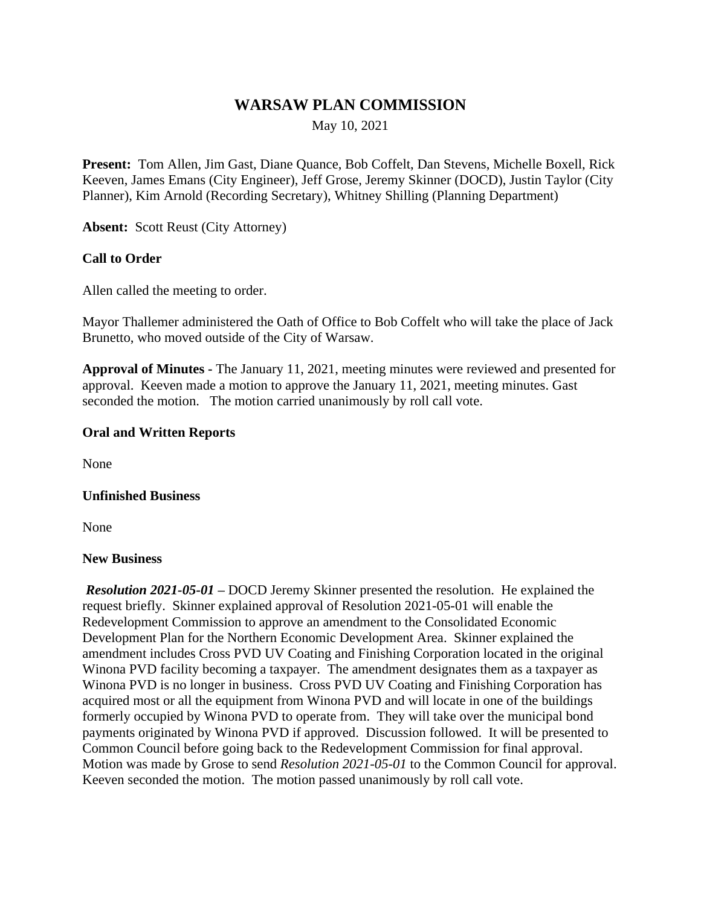# WARSAW PLAN COMMISSION

May 10, 2021

**Present:** Tom Allen, Jim Gast, Diane Quance, Bob Coffelt, Dan Stevens, Michelle Boxell, Rick Keeven, James Emans (City Engineer), Jeff Grose, Jeremy Skinner (DOCD), Justin Taylor (City Planner), Kim Arnold (Recording Secretary), Whitney Shilling (Planning Department)

**Absent:** Scott Reust (City Attorney)

**Call to Order**

Allen called the meeting to order.

Mayor Thallemer administered the Oath of Office to Bob Coffelt who will take the place of Jack Brunetto, who moved outside of the City of Warsaw.

**Approval of Minutes -** The January 11, 2021, meeting minutes were reviewed and presented for approval. Keeven made a motion to approve the January 11, 2021, meeting minutes. Gast seconded the motion. The motion carried unanimously by roll call vote.

**Oral and Written Reports**

None

**Unfinished Business**

None

**New Business**

***Resolution 2021-05-01* –** DOCD Jeremy Skinner presented the resolution. He explained the request briefly. Skinner explained approval of Resolution 2021-05-01 will enable the Redevelopment Commission to approve an amendment to the Consolidated Economic Development Plan for the Northern Economic Development Area. Skinner explained the amendment includes Cross PVD UV Coating and Finishing Corporation located in the original Winona PVD facility becoming a taxpayer. The amendment designates them as a taxpayer as Winona PVD is no longer in business. Cross PVD UV Coating and Finishing Corporation has acquired most or all the equipment from Winona PVD and will locate in one of the buildings formerly occupied by Winona PVD to operate from. They will take over the municipal bond payments originated by Winona PVD if approved. Discussion followed. It will be presented to Common Council before going back to the Redevelopment Commission for final approval. Motion was made by Grose to send *Resolution 2021-05-01* to the Common Council for approval. Keeven seconded the motion. The motion passed unanimously by roll call vote.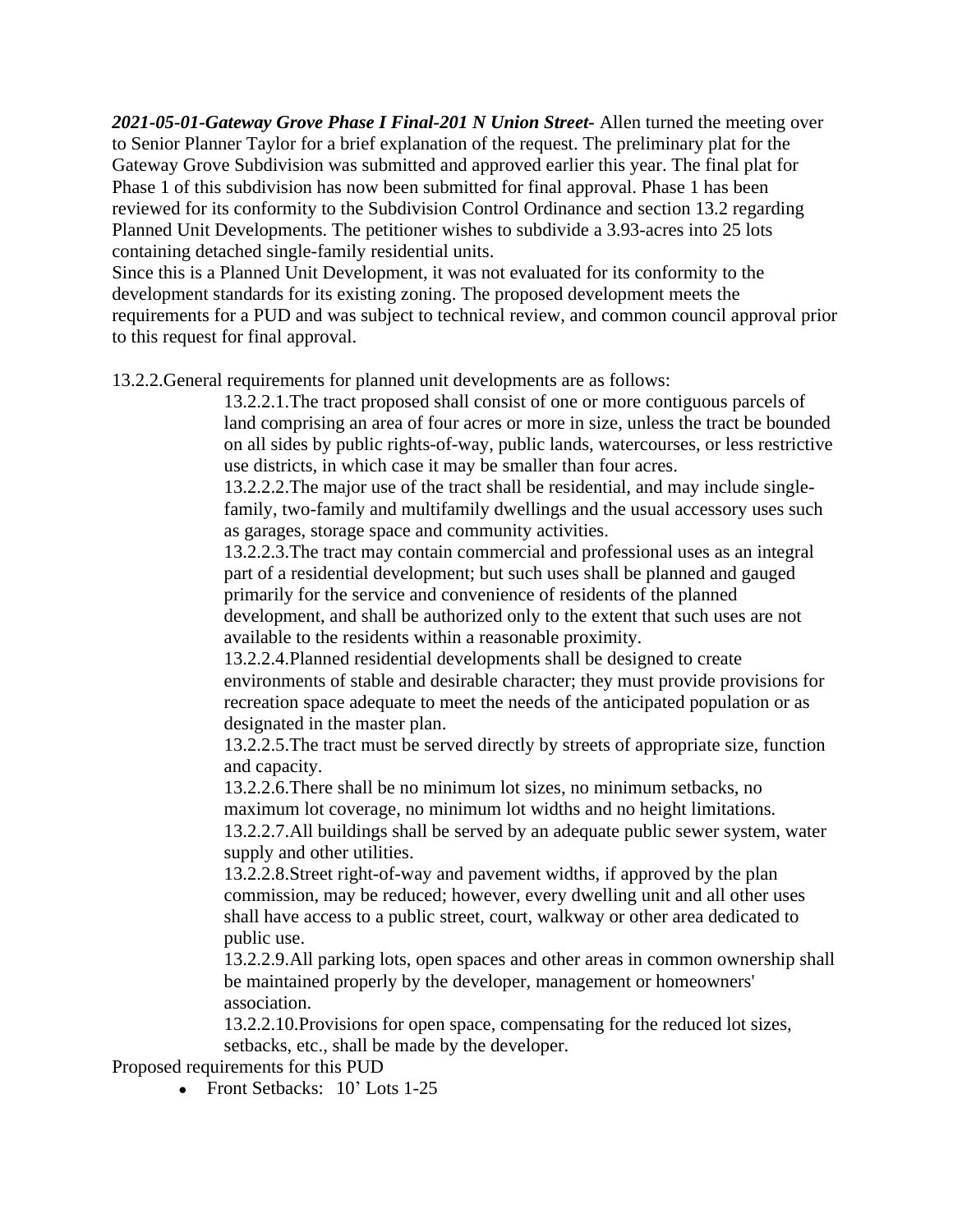***2021-05-01-Gateway Grove Phase I Final-201 N Union Street-*** Allen turned the meeting over to Senior Planner Taylor for a brief explanation of the request. The preliminary plat for the Gateway Grove Subdivision was submitted and approved earlier this year. The final plat for Phase 1 of this subdivision has now been submitted for final approval. Phase 1 has been reviewed for its conformity to the Subdivision Control Ordinance and section 13.2 regarding Planned Unit Developments. The petitioner wishes to subdivide a 3.93-acres into 25 lots containing detached single-family residential units.

Since this is a Planned Unit Development, it was not evaluated for its conformity to the development standards for its existing zoning. The proposed development meets the requirements for a PUD and was subject to technical review, and common council approval prior to this request for final approval.

13.2.2.General requirements for planned unit developments are as follows:

> 13.2.2.1.The tract proposed shall consist of one or more contiguous parcels of land comprising an area of four acres or more in size, unless the tract be bounded on all sides by public rights-of-way, public lands, watercourses, or less restrictive use districts, in which case it may be smaller than four acres.
>
> 13.2.2.2.The major use of the tract shall be residential, and may include single-family, two-family and multifamily dwellings and the usual accessory uses such as garages, storage space and community activities.
>
> 13.2.2.3.The tract may contain commercial and professional uses as an integral part of a residential development; but such uses shall be planned and gauged primarily for the service and convenience of residents of the planned development, and shall be authorized only to the extent that such uses are not available to the residents within a reasonable proximity.
>
> 13.2.2.4.Planned residential developments shall be designed to create environments of stable and desirable character; they must provide provisions for recreation space adequate to meet the needs of the anticipated population or as designated in the master plan.
>
> 13.2.2.5.The tract must be served directly by streets of appropriate size, function and capacity.
>
> 13.2.2.6.There shall be no minimum lot sizes, no minimum setbacks, no maximum lot coverage, no minimum lot widths and no height limitations.
>
> 13.2.2.7.All buildings shall be served by an adequate public sewer system, water supply and other utilities.
>
> 13.2.2.8.Street right-of-way and pavement widths, if approved by the plan commission, may be reduced; however, every dwelling unit and all other uses shall have access to a public street, court, walkway or other area dedicated to public use.
>
> 13.2.2.9.All parking lots, open spaces and other areas in common ownership shall be maintained properly by the developer, management or homeowners' association.
>
> 13.2.2.10.Provisions for open space, compensating for the reduced lot sizes, setbacks, etc., shall be made by the developer.

Proposed requirements for this PUD

- Front Setbacks: 10' Lots 1-25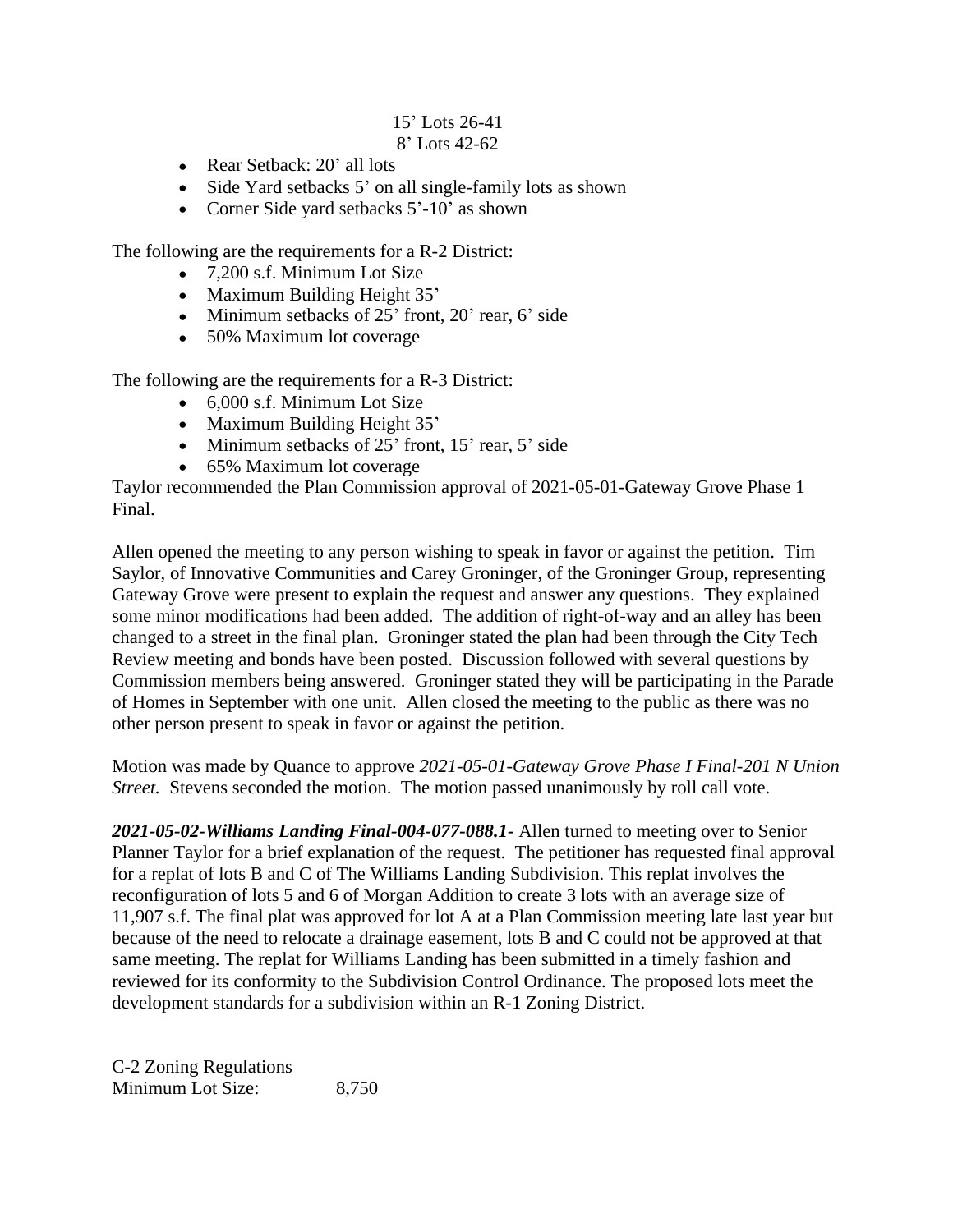15' Lots 26-41
8' Lots 42-62

- Rear Setback: 20' all lots
- Side Yard setbacks 5' on all single-family lots as shown
- Corner Side yard setbacks 5'-10' as shown

The following are the requirements for a R-2 District:

- 7,200 s.f. Minimum Lot Size
- Maximum Building Height 35'
- Minimum setbacks of 25' front, 20' rear, 6' side
- 50% Maximum lot coverage

The following are the requirements for a R-3 District:

- 6,000 s.f. Minimum Lot Size
- Maximum Building Height 35'
- Minimum setbacks of 25' front, 15' rear, 5' side
- 65% Maximum lot coverage

Taylor recommended the Plan Commission approval of 2021-05-01-Gateway Grove Phase 1 Final.

Allen opened the meeting to any person wishing to speak in favor or against the petition. Tim Saylor, of Innovative Communities and Carey Groninger, of the Groninger Group, representing Gateway Grove were present to explain the request and answer any questions. They explained some minor modifications had been added. The addition of right-of-way and an alley has been changed to a street in the final plan. Groninger stated the plan had been through the City Tech Review meeting and bonds have been posted. Discussion followed with several questions by Commission members being answered. Groninger stated they will be participating in the Parade of Homes in September with one unit. Allen closed the meeting to the public as there was no other person present to speak in favor or against the petition.

Motion was made by Quance to approve *2021-05-01-Gateway Grove Phase I Final-201 N Union Street.* Stevens seconded the motion. The motion passed unanimously by roll call vote.

***2021-05-02-Williams Landing Final-004-077-088.1-*** Allen turned to meeting over to Senior Planner Taylor for a brief explanation of the request. The petitioner has requested final approval for a replat of lots B and C of The Williams Landing Subdivision. This replat involves the reconfiguration of lots 5 and 6 of Morgan Addition to create 3 lots with an average size of 11,907 s.f. The final plat was approved for lot A at a Plan Commission meeting late last year but because of the need to relocate a drainage easement, lots B and C could not be approved at that same meeting. The replat for Williams Landing has been submitted in a timely fashion and reviewed for its conformity to the Subdivision Control Ordinance. The proposed lots meet the development standards for a subdivision within an R-1 Zoning District.

C-2 Zoning Regulations
Minimum Lot Size: 8,750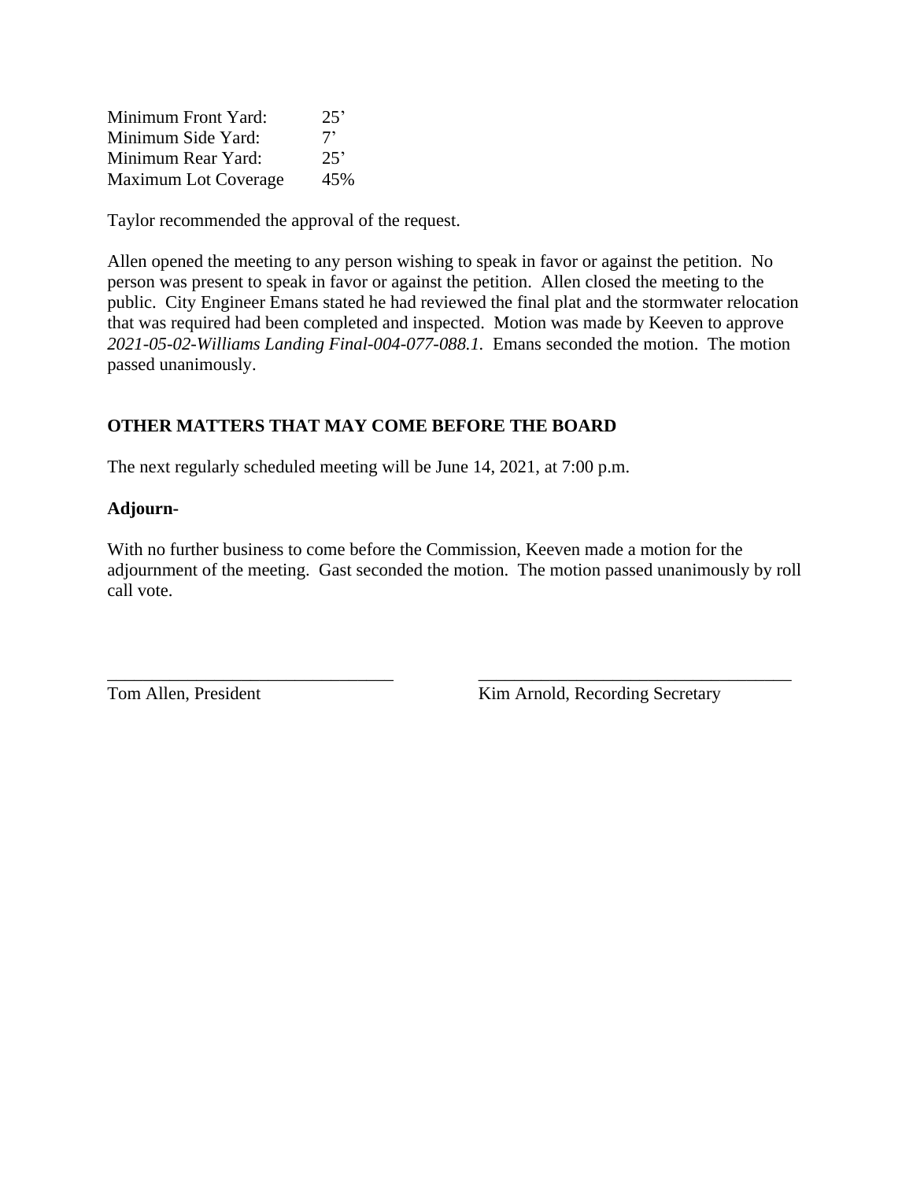| | |
|---|---|
| Minimum Front Yard: | 25’ |
| Minimum Side Yard: | 7’ |
| Minimum Rear Yard: | 25’ |
| Maximum Lot Coverage | 45% |

Taylor recommended the approval of the request.

Allen opened the meeting to any person wishing to speak in favor or against the petition. No person was present to speak in favor or against the petition. Allen closed the meeting to the public. City Engineer Emans stated he had reviewed the final plat and the stormwater relocation that was required had been completed and inspected. Motion was made by Keeven to approve *2021-05-02-Williams Landing Final-004-077-088.1.* Emans seconded the motion. The motion passed unanimously.

## OTHER MATTERS THAT MAY COME BEFORE THE BOARD

The next regularly scheduled meeting will be June 14, 2021, at 7:00 p.m.

**Adjourn-**

With no further business to come before the Commission, Keeven made a motion for the adjournment of the meeting. Gast seconded the motion. The motion passed unanimously by roll call vote.

_______________________________ Tom Allen, President

___________________________________ Kim Arnold, Recording Secretary